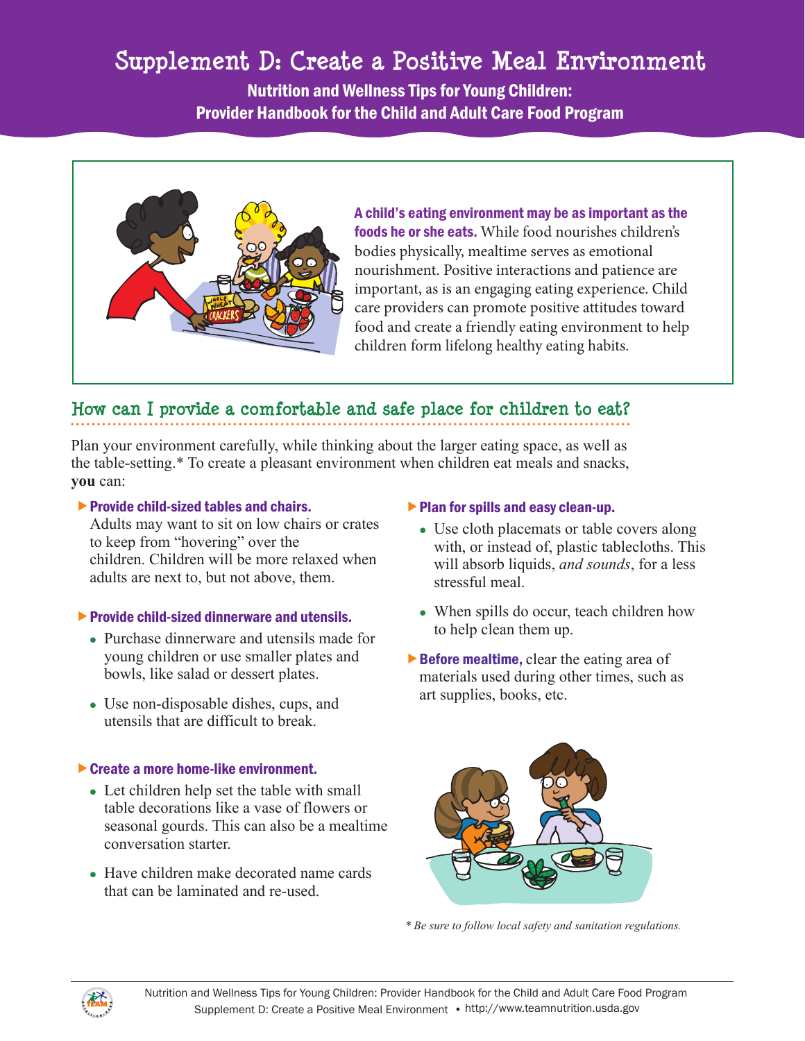# Supplement D: Create a Positive Meal Environment

**Nutrition and Wellness Tips for Young Children: Provider Handbook for the Child and Adult Care Food Program**

**A child's eating environment may be as important as the foods he or she eats.** While food nourishes children's bodies physically, mealtime serves as emotional nourishment. Positive interactions and patience are important, as is an engaging eating experience. Child care providers can promote positive attitudes toward food and create a friendly eating environment to help children form lifelong healthy eating habits.

## How can I provide a comfortable and safe place for children to eat?

Plan your environment carefully, while thinking about the larger eating space, as well as the table-setting.* To create a pleasant environment when children eat meals and snacks, **you** can:

- **Provide child-sized tables and chairs.** Adults may want to sit on low chairs or crates to keep from "hovering" over the children. Children will be more relaxed when adults are next to, but not above, them.

- **Provide child-sized dinnerware and utensils.**
  - Purchase dinnerware and utensils made for young children or use smaller plates and bowls, like salad or dessert plates.
  - Use non-disposable dishes, cups, and utensils that are difficult to break.

- **Create a more home-like environment.**
  - Let children help set the table with small table decorations like a vase of flowers or seasonal gourds. This can also be a mealtime conversation starter.
  - Have children make decorated name cards that can be laminated and re-used.

- **Plan for spills and easy clean-up.**
  - Use cloth placemats or table covers along with, or instead of, plastic tablecloths. This will absorb liquids, *and sounds*, for a less stressful meal.
  - When spills do occur, teach children how to help clean them up.

- **Before mealtime,** clear the eating area of materials used during other times, such as art supplies, books, etc.

*\* Be sure to follow local safety and sanitation regulations.*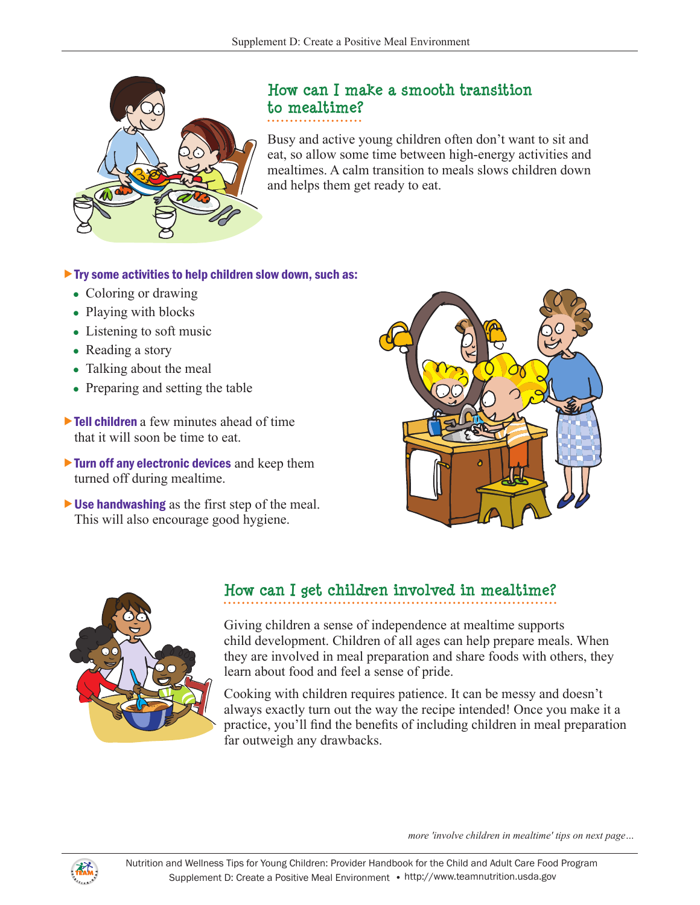## How can I make a smooth transition to mealtime?

Busy and active young children often don't want to sit and eat, so allow some time between high-energy activities and mealtimes. A calm transition to meals slows children down and helps them get ready to eat.

- **Try some activities to help children slow down, such as:**
  - Coloring or drawing
  - Playing with blocks
  - Listening to soft music
  - Reading a story
  - Talking about the meal
  - Preparing and setting the table
- **Tell children** a few minutes ahead of time that it will soon be time to eat.
- **Turn off any electronic devices** and keep them turned off during mealtime.
- **Use handwashing** as the first step of the meal. This will also encourage good hygiene.

## How can I get children involved in mealtime?

Giving children a sense of independence at mealtime supports child development. Children of all ages can help prepare meals. When they are involved in meal preparation and share foods with others, they learn about food and feel a sense of pride.

Cooking with children requires patience. It can be messy and doesn't always exactly turn out the way the recipe intended! Once you make it a practice, you'll find the benefits of including children in meal preparation far outweigh any drawbacks.

*more 'involve children in mealtime' tips on next page...*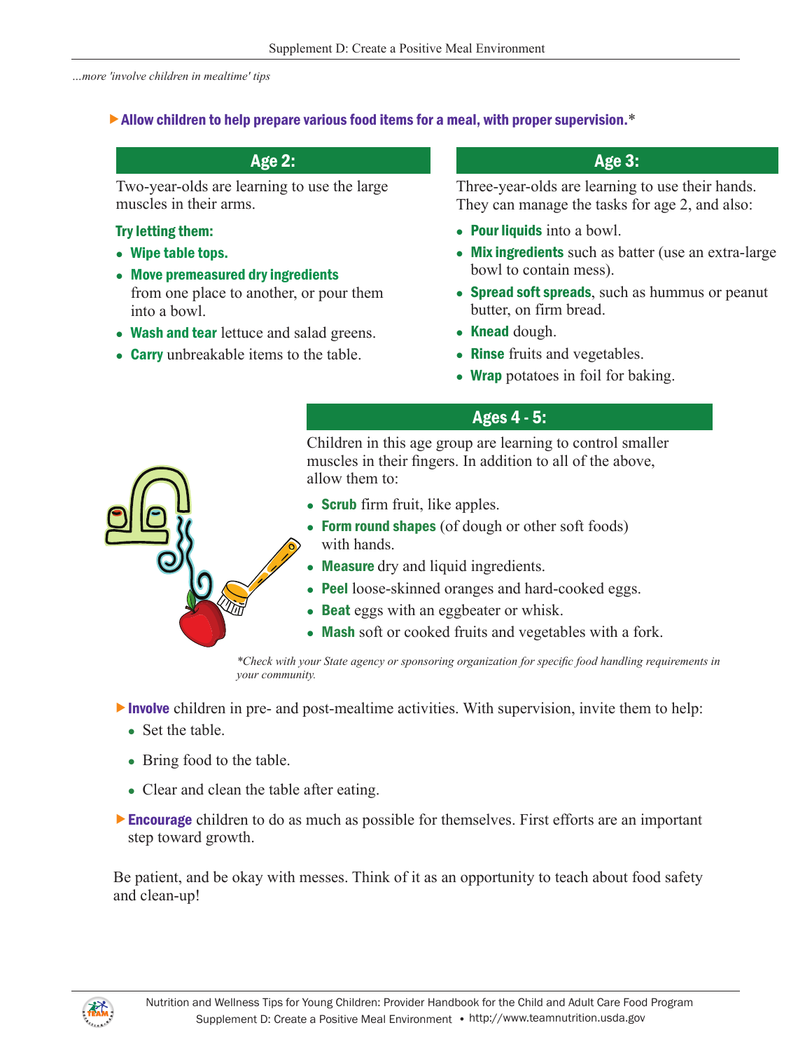*...more 'involve children in mealtime' tips*

- **Allow children to help prepare various food items for a meal, with proper supervision.***

### Age 2:

Two-year-olds are learning to use the large muscles in their arms.

**Try letting them:**

- **Wipe table tops.**
- **Move premeasured dry ingredients** from one place to another, or pour them into a bowl.
- **Wash and tear** lettuce and salad greens.
- **Carry** unbreakable items to the table.

### Age 3:

Three-year-olds are learning to use their hands. They can manage the tasks for age 2, and also:

- **Pour liquids** into a bowl.
- **Mix ingredients** such as batter (use an extra-large bowl to contain mess).
- **Spread soft spreads**, such as hummus or peanut butter, on firm bread.
- **Knead** dough.
- **Rinse** fruits and vegetables.
- **Wrap** potatoes in foil for baking.

### Ages 4 - 5:

Children in this age group are learning to control smaller muscles in their fingers. In addition to all of the above, allow them to:

- **Scrub** firm fruit, like apples.
- **Form round shapes** (of dough or other soft foods) with hands.
- **Measure** dry and liquid ingredients.
- **Peel** loose-skinned oranges and hard-cooked eggs.
- **Beat** eggs with an eggbeater or whisk.
- **Mash** soft or cooked fruits and vegetables with a fork.

*\*Check with your State agency or sponsoring organization for specific food handling requirements in your community.*

- **Involve** children in pre- and post-mealtime activities. With supervision, invite them to help:
  - Set the table.
  - Bring food to the table.
  - Clear and clean the table after eating.
- **Encourage** children to do as much as possible for themselves. First efforts are an important step toward growth.

Be patient, and be okay with messes. Think of it as an opportunity to teach about food safety and clean-up!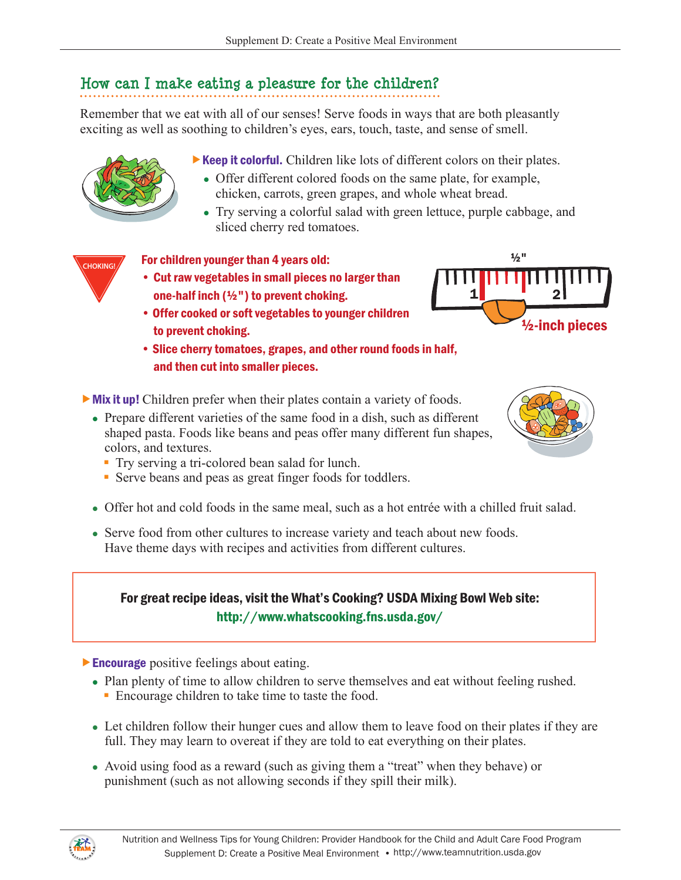## How can I make eating a pleasure for the children?

Remember that we eat with all of our senses! Serve foods in ways that are both pleasantly exciting as well as soothing to children's eyes, ears, touch, taste, and sense of smell.

▶ **Keep it colorful.** Children like lots of different colors on their plates.

- Offer different colored foods on the same plate, for example, chicken, carrots, green grapes, and whole wheat bread.
- Try serving a colorful salad with green lettuce, purple cabbage, and sliced cherry red tomatoes.

CHOKING!

**For children younger than 4 years old:**

- **Cut raw vegetables in small pieces no larger than one-half inch (½") to prevent choking.**
- **Offer cooked or soft vegetables to younger children to prevent choking.**
- **Slice cherry tomatoes, grapes, and other round foods in half, and then cut into smaller pieces.**

½-inch pieces

▶ **Mix it up!** Children prefer when their plates contain a variety of foods.

- Prepare different varieties of the same food in a dish, such as different shaped pasta. Foods like beans and peas offer many different fun shapes, colors, and textures.
  - Try serving a tri-colored bean salad for lunch.
  - Serve beans and peas as great finger foods for toddlers.
- Offer hot and cold foods in the same meal, such as a hot entrée with a chilled fruit salad.
- Serve food from other cultures to increase variety and teach about new foods. Have theme days with recipes and activities from different cultures.

**For great recipe ideas, visit the What's Cooking? USDA Mixing Bowl Web site:**
**http://www.whatscooking.fns.usda.gov/**

▶ **Encourage** positive feelings about eating.

- Plan plenty of time to allow children to serve themselves and eat without feeling rushed.
  - Encourage children to take time to taste the food.
- Let children follow their hunger cues and allow them to leave food on their plates if they are full. They may learn to overeat if they are told to eat everything on their plates.
- Avoid using food as a reward (such as giving them a "treat" when they behave) or punishment (such as not allowing seconds if they spill their milk).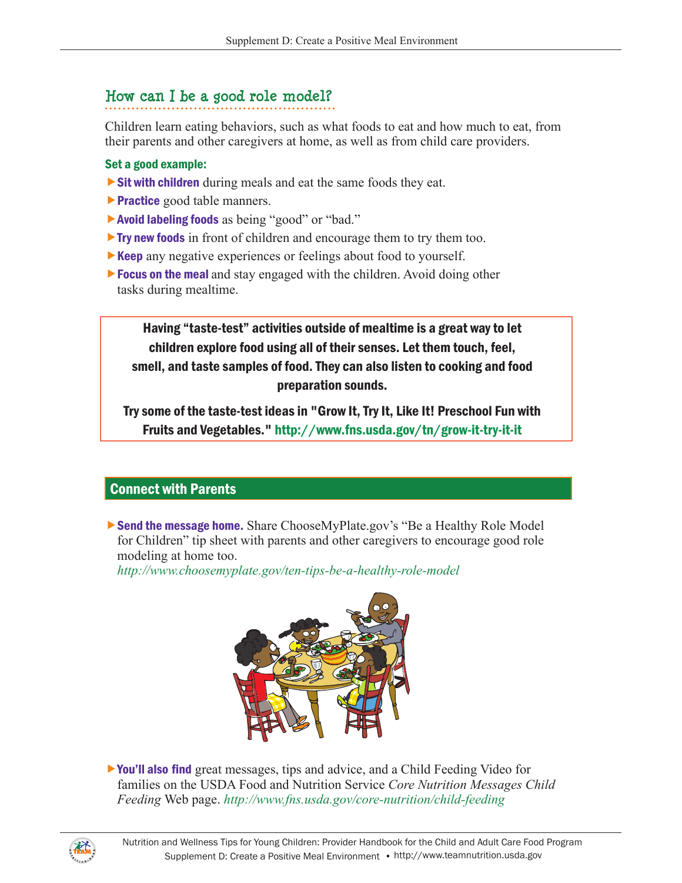## How can I be a good role model?

Children learn eating behaviors, such as what foods to eat and how much to eat, from their parents and other caregivers at home, as well as from child care providers.

### Set a good example:

- **Sit with children** during meals and eat the same foods they eat.
- **Practice** good table manners.
- **Avoid labeling foods** as being "good" or "bad."
- **Try new foods** in front of children and encourage them to try them too.
- **Keep** any negative experiences or feelings about food to yourself.
- **Focus on the meal** and stay engaged with the children. Avoid doing other tasks during mealtime.

**Having "taste-test" activities outside of mealtime is a great way to let children explore food using all of their senses. Let them touch, feel, smell, and taste samples of food. They can also listen to cooking and food preparation sounds.**

**Try some of the taste-test ideas in "Grow It, Try It, Like It! Preschool Fun with Fruits and Vegetables." http://www.fns.usda.gov/tn/grow-it-try-it-it**

## Connect with Parents

- **Send the message home.** Share ChooseMyPlate.gov's "Be a Healthy Role Model for Children" tip sheet with parents and other caregivers to encourage good role modeling at home too.
  *http://www.choosemyplate.gov/ten-tips-be-a-healthy-role-model*

- **You'll also find** great messages, tips and advice, and a Child Feeding Video for families on the USDA Food and Nutrition Service *Core Nutrition Messages Child Feeding* Web page. *http://www.fns.usda.gov/core-nutrition/child-feeding*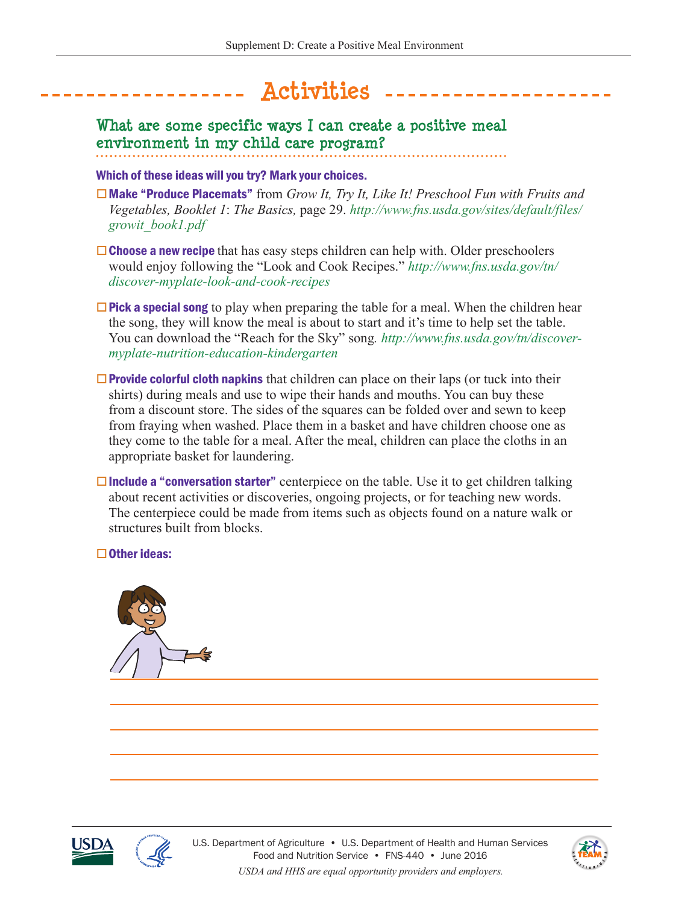# Activities

## What are some specific ways I can create a positive meal environment in my child care program?

**Which of these ideas will you try? Mark your choices.**

- ☐ **Make "Produce Placemats"** from *Grow It, Try It, Like It! Preschool Fun with Fruits and Vegetables, Booklet 1*: *The Basics,* page 29. *http://www.fns.usda.gov/sites/default/files/growit_book1.pdf*

- ☐ **Choose a new recipe** that has easy steps children can help with. Older preschoolers would enjoy following the "Look and Cook Recipes." *http://www.fns.usda.gov/tn/discover-myplate-look-and-cook-recipes*

- ☐ **Pick a special song** to play when preparing the table for a meal. When the children hear the song, they will know the meal is about to start and it's time to help set the table. You can download the "Reach for the Sky" song. *http://www.fns.usda.gov/tn/discover-myplate-nutrition-education-kindergarten*

- ☐ **Provide colorful cloth napkins** that children can place on their laps (or tuck into their shirts) during meals and use to wipe their hands and mouths. You can buy these from a discount store. The sides of the squares can be folded over and sewn to keep from fraying when washed. Place them in a basket and have children choose one as they come to the table for a meal. After the meal, children can place the cloths in an appropriate basket for laundering.

- ☐ **Include a "conversation starter"** centerpiece on the table. Use it to get children talking about recent activities or discoveries, ongoing projects, or for teaching new words. The centerpiece could be made from items such as objects found on a nature walk or structures built from blocks.

- ☐ **Other ideas:**

______________________________________________

______________________________________________

______________________________________________

______________________________________________

______________________________________________

U.S. Department of Agriculture • U.S. Department of Health and Human Services
Food and Nutrition Service • FNS-440 • June 2016

*USDA and HHS are equal opportunity providers and employers.*